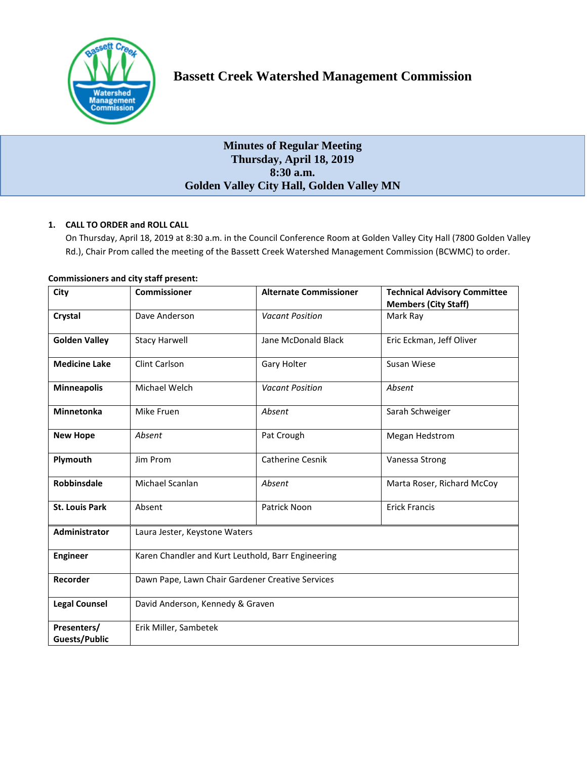# Bassett Creek Watershed Management Commission

## Minutes of Regular Meeting
## Thursday, April 18, 2019
## 8:30 a.m.
## Golden Valley City Hall, Golden Valley MN

**1. CALL TO ORDER and ROLL CALL**

On Thursday, April 18, 2019 at 8:30 a.m. in the Council Conference Room at Golden Valley City Hall (7800 Golden Valley Rd.), Chair Prom called the meeting of the Bassett Creek Watershed Management Commission (BCWMC) to order.

**Commissioners and city staff present:**

| City | Commissioner | Alternate Commissioner | Technical Advisory Committee Members (City Staff) |
|---|---|---|---|
| **Crystal** | Dave Anderson | *Vacant Position* | Mark Ray |
| **Golden Valley** | Stacy Harwell | Jane McDonald Black | Eric Eckman, Jeff Oliver |
| **Medicine Lake** | Clint Carlson | Gary Holter | Susan Wiese |
| **Minneapolis** | Michael Welch | *Vacant Position* | *Absent* |
| **Minnetonka** | Mike Fruen | *Absent* | Sarah Schweiger |
| **New Hope** | *Absent* | Pat Crough | Megan Hedstrom |
| **Plymouth** | Jim Prom | Catherine Cesnik | Vanessa Strong |
| **Robbinsdale** | Michael Scanlan | *Absent* | Marta Roser, Richard McCoy |
| **St. Louis Park** | Absent | Patrick Noon | Erick Francis |
| **Administrator** | Laura Jester, Keystone Waters | | |
| **Engineer** | Karen Chandler and Kurt Leuthold, Barr Engineering | | |
| **Recorder** | Dawn Pape, Lawn Chair Gardener Creative Services | | |
| **Legal Counsel** | David Anderson, Kennedy & Graven | | |
| **Presenters/ Guests/Public** | Erik Miller, Sambetek | | |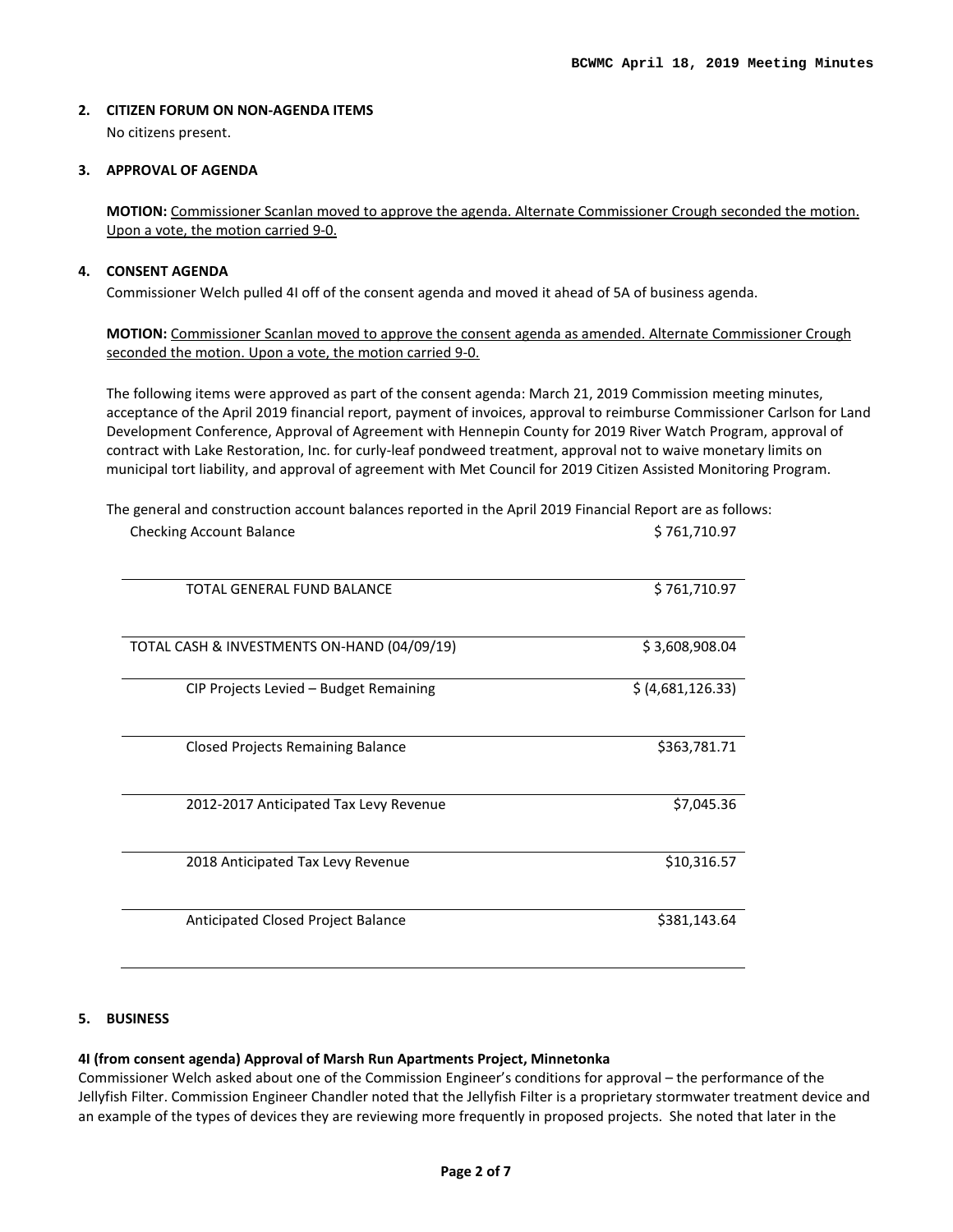## 2. CITIZEN FORUM ON NON-AGENDA ITEMS

No citizens present.

## 3. APPROVAL OF AGENDA

**MOTION:** Commissioner Scanlan moved to approve the agenda. Alternate Commissioner Crough seconded the motion. Upon a vote, the motion carried 9-0.

## 4. CONSENT AGENDA

Commissioner Welch pulled 4I off of the consent agenda and moved it ahead of 5A of business agenda.

**MOTION:** Commissioner Scanlan moved to approve the consent agenda as amended. Alternate Commissioner Crough seconded the motion. Upon a vote, the motion carried 9-0.

The following items were approved as part of the consent agenda: March 21, 2019 Commission meeting minutes, acceptance of the April 2019 financial report, payment of invoices, approval to reimburse Commissioner Carlson for Land Development Conference, Approval of Agreement with Hennepin County for 2019 River Watch Program, approval of contract with Lake Restoration, Inc. for curly-leaf pondweed treatment, approval not to waive monetary limits on municipal tort liability, and approval of agreement with Met Council for 2019 Citizen Assisted Monitoring Program.

The general and construction account balances reported in the April 2019 Financial Report are as follows:

| | |
|---|---|
| Checking Account Balance | $ 761,710.97 |
| TOTAL GENERAL FUND BALANCE | $ 761,710.97 |
| TOTAL CASH & INVESTMENTS ON-HAND (04/09/19) | $ 3,608,908.04 |
| CIP Projects Levied – Budget Remaining | $ (4,681,126.33) |
| Closed Projects Remaining Balance | $363,781.71 |
| 2012-2017 Anticipated Tax Levy Revenue | $7,045.36 |
| 2018 Anticipated Tax Levy Revenue | $10,316.57 |
| Anticipated Closed Project Balance | $381,143.64 |

## 5. BUSINESS

### 4I (from consent agenda) Approval of Marsh Run Apartments Project, Minnetonka

Commissioner Welch asked about one of the Commission Engineer's conditions for approval – the performance of the Jellyfish Filter. Commission Engineer Chandler noted that the Jellyfish Filter is a proprietary stormwater treatment device and an example of the types of devices they are reviewing more frequently in proposed projects. She noted that later in the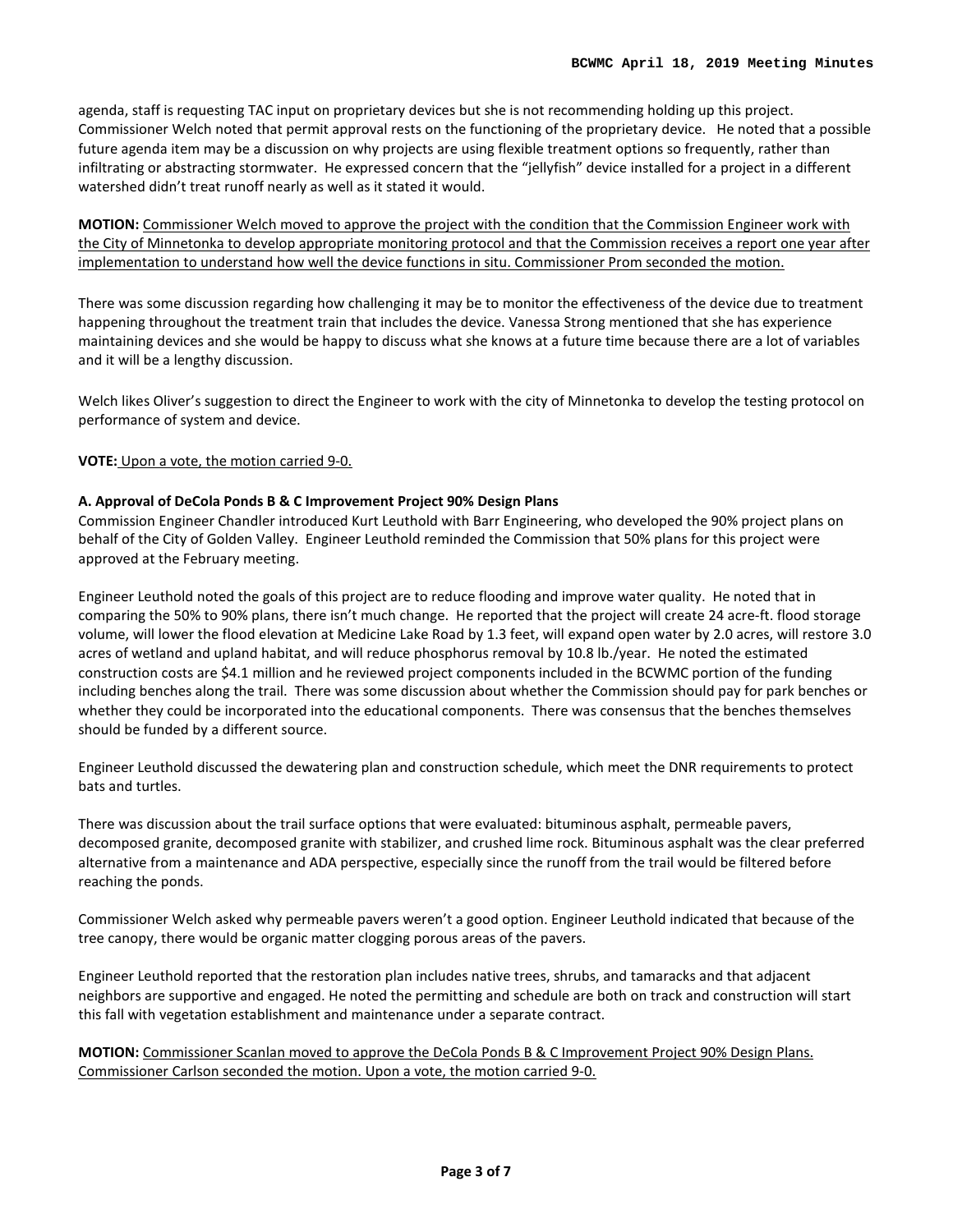agenda, staff is requesting TAC input on proprietary devices but she is not recommending holding up this project. Commissioner Welch noted that permit approval rests on the functioning of the proprietary device. He noted that a possible future agenda item may be a discussion on why projects are using flexible treatment options so frequently, rather than infiltrating or abstracting stormwater. He expressed concern that the "jellyfish" device installed for a project in a different watershed didn't treat runoff nearly as well as it stated it would.

**MOTION:** Commissioner Welch moved to approve the project with the condition that the Commission Engineer work with the City of Minnetonka to develop appropriate monitoring protocol and that the Commission receives a report one year after implementation to understand how well the device functions in situ. Commissioner Prom seconded the motion.

There was some discussion regarding how challenging it may be to monitor the effectiveness of the device due to treatment happening throughout the treatment train that includes the device. Vanessa Strong mentioned that she has experience maintaining devices and she would be happy to discuss what she knows at a future time because there are a lot of variables and it will be a lengthy discussion.

Welch likes Oliver's suggestion to direct the Engineer to work with the city of Minnetonka to develop the testing protocol on performance of system and device.

**VOTE:** Upon a vote, the motion carried 9-0.

**A. Approval of DeCola Ponds B & C Improvement Project 90% Design Plans**

Commission Engineer Chandler introduced Kurt Leuthold with Barr Engineering, who developed the 90% project plans on behalf of the City of Golden Valley. Engineer Leuthold reminded the Commission that 50% plans for this project were approved at the February meeting.

Engineer Leuthold noted the goals of this project are to reduce flooding and improve water quality. He noted that in comparing the 50% to 90% plans, there isn't much change. He reported that the project will create 24 acre-ft. flood storage volume, will lower the flood elevation at Medicine Lake Road by 1.3 feet, will expand open water by 2.0 acres, will restore 3.0 acres of wetland and upland habitat, and will reduce phosphorus removal by 10.8 lb./year. He noted the estimated construction costs are $4.1 million and he reviewed project components included in the BCWMC portion of the funding including benches along the trail. There was some discussion about whether the Commission should pay for park benches or whether they could be incorporated into the educational components. There was consensus that the benches themselves should be funded by a different source.

Engineer Leuthold discussed the dewatering plan and construction schedule, which meet the DNR requirements to protect bats and turtles.

There was discussion about the trail surface options that were evaluated: bituminous asphalt, permeable pavers, decomposed granite, decomposed granite with stabilizer, and crushed lime rock. Bituminous asphalt was the clear preferred alternative from a maintenance and ADA perspective, especially since the runoff from the trail would be filtered before reaching the ponds.

Commissioner Welch asked why permeable pavers weren't a good option. Engineer Leuthold indicated that because of the tree canopy, there would be organic matter clogging porous areas of the pavers.

Engineer Leuthold reported that the restoration plan includes native trees, shrubs, and tamaracks and that adjacent neighbors are supportive and engaged. He noted the permitting and schedule are both on track and construction will start this fall with vegetation establishment and maintenance under a separate contract.

**MOTION:** Commissioner Scanlan moved to approve the DeCola Ponds B & C Improvement Project 90% Design Plans. Commissioner Carlson seconded the motion. Upon a vote, the motion carried 9-0.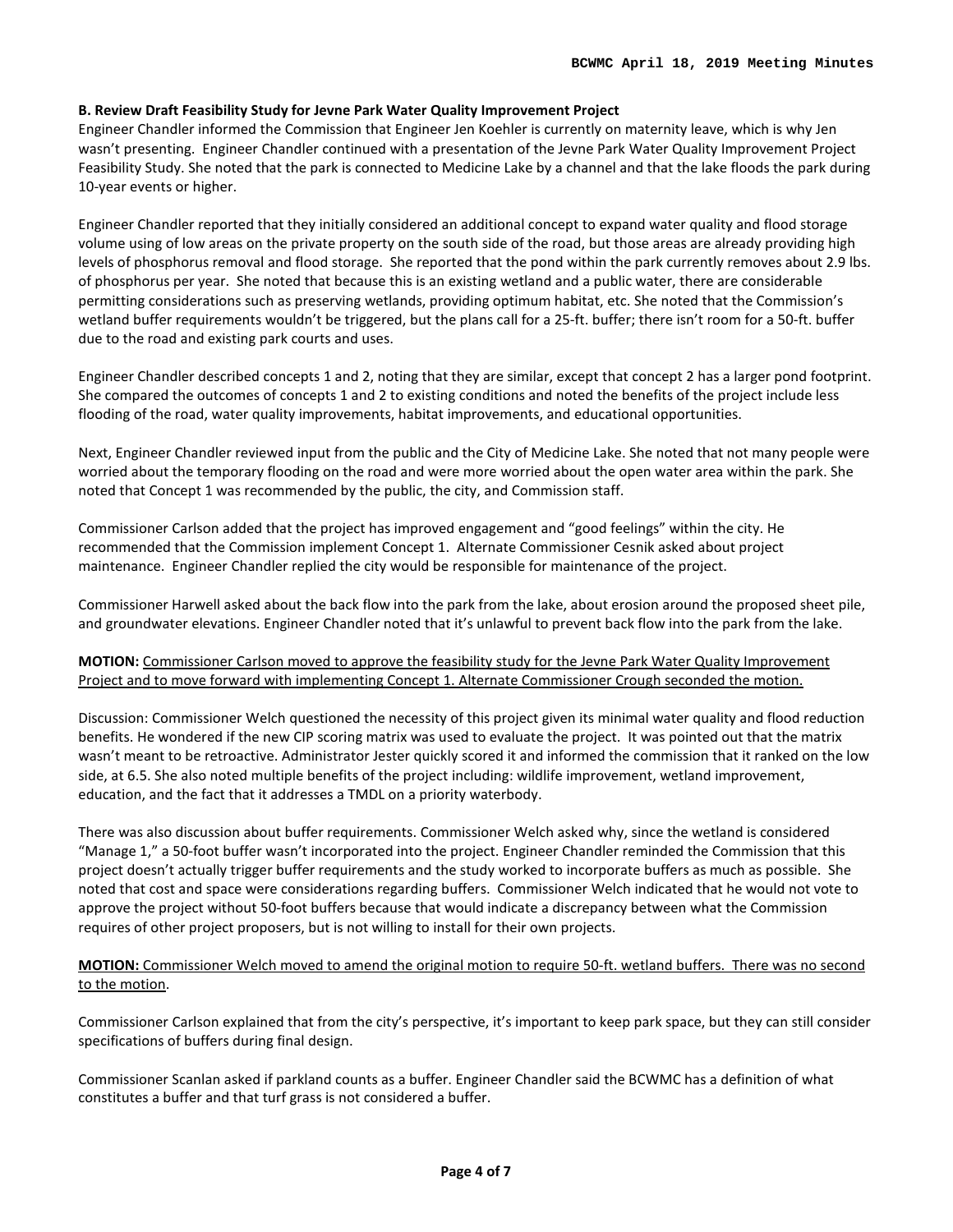**B. Review Draft Feasibility Study for Jevne Park Water Quality Improvement Project**

Engineer Chandler informed the Commission that Engineer Jen Koehler is currently on maternity leave, which is why Jen wasn't presenting. Engineer Chandler continued with a presentation of the Jevne Park Water Quality Improvement Project Feasibility Study. She noted that the park is connected to Medicine Lake by a channel and that the lake floods the park during 10-year events or higher.

Engineer Chandler reported that they initially considered an additional concept to expand water quality and flood storage volume using of low areas on the private property on the south side of the road, but those areas are already providing high levels of phosphorus removal and flood storage. She reported that the pond within the park currently removes about 2.9 lbs. of phosphorus per year. She noted that because this is an existing wetland and a public water, there are considerable permitting considerations such as preserving wetlands, providing optimum habitat, etc. She noted that the Commission's wetland buffer requirements wouldn't be triggered, but the plans call for a 25-ft. buffer; there isn't room for a 50-ft. buffer due to the road and existing park courts and uses.

Engineer Chandler described concepts 1 and 2, noting that they are similar, except that concept 2 has a larger pond footprint. She compared the outcomes of concepts 1 and 2 to existing conditions and noted the benefits of the project include less flooding of the road, water quality improvements, habitat improvements, and educational opportunities.

Next, Engineer Chandler reviewed input from the public and the City of Medicine Lake. She noted that not many people were worried about the temporary flooding on the road and were more worried about the open water area within the park. She noted that Concept 1 was recommended by the public, the city, and Commission staff.

Commissioner Carlson added that the project has improved engagement and "good feelings" within the city. He recommended that the Commission implement Concept 1. Alternate Commissioner Cesnik asked about project maintenance. Engineer Chandler replied the city would be responsible for maintenance of the project.

Commissioner Harwell asked about the back flow into the park from the lake, about erosion around the proposed sheet pile, and groundwater elevations. Engineer Chandler noted that it's unlawful to prevent back flow into the park from the lake.

**MOTION:** Commissioner Carlson moved to approve the feasibility study for the Jevne Park Water Quality Improvement Project and to move forward with implementing Concept 1. Alternate Commissioner Crough seconded the motion.

Discussion: Commissioner Welch questioned the necessity of this project given its minimal water quality and flood reduction benefits. He wondered if the new CIP scoring matrix was used to evaluate the project. It was pointed out that the matrix wasn't meant to be retroactive. Administrator Jester quickly scored it and informed the commission that it ranked on the low side, at 6.5. She also noted multiple benefits of the project including: wildlife improvement, wetland improvement, education, and the fact that it addresses a TMDL on a priority waterbody.

There was also discussion about buffer requirements. Commissioner Welch asked why, since the wetland is considered "Manage 1," a 50-foot buffer wasn't incorporated into the project. Engineer Chandler reminded the Commission that this project doesn't actually trigger buffer requirements and the study worked to incorporate buffers as much as possible. She noted that cost and space were considerations regarding buffers. Commissioner Welch indicated that he would not vote to approve the project without 50-foot buffers because that would indicate a discrepancy between what the Commission requires of other project proposers, but is not willing to install for their own projects.

**MOTION:** Commissioner Welch moved to amend the original motion to require 50-ft. wetland buffers. There was no second to the motion.

Commissioner Carlson explained that from the city's perspective, it's important to keep park space, but they can still consider specifications of buffers during final design.

Commissioner Scanlan asked if parkland counts as a buffer. Engineer Chandler said the BCWMC has a definition of what constitutes a buffer and that turf grass is not considered a buffer.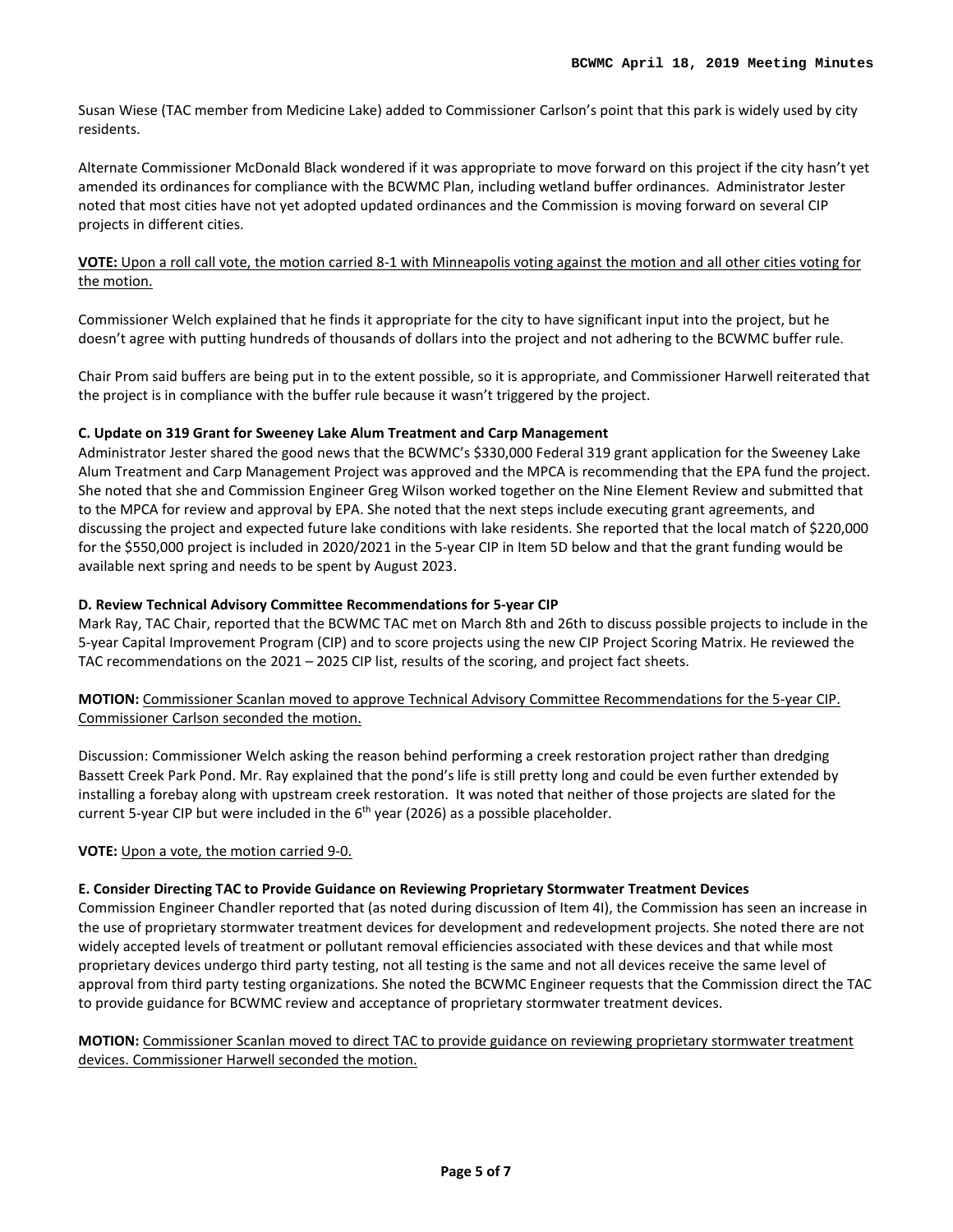Susan Wiese (TAC member from Medicine Lake) added to Commissioner Carlson's point that this park is widely used by city residents.

Alternate Commissioner McDonald Black wondered if it was appropriate to move forward on this project if the city hasn't yet amended its ordinances for compliance with the BCWMC Plan, including wetland buffer ordinances. Administrator Jester noted that most cities have not yet adopted updated ordinances and the Commission is moving forward on several CIP projects in different cities.

<u>**VOTE:** Upon a roll call vote, the motion carried 8-1 with Minneapolis voting against the motion and all other cities voting for the motion.</u>

Commissioner Welch explained that he finds it appropriate for the city to have significant input into the project, but he doesn't agree with putting hundreds of thousands of dollars into the project and not adhering to the BCWMC buffer rule.

Chair Prom said buffers are being put in to the extent possible, so it is appropriate, and Commissioner Harwell reiterated that the project is in compliance with the buffer rule because it wasn't triggered by the project.

**C. Update on 319 Grant for Sweeney Lake Alum Treatment and Carp Management**

Administrator Jester shared the good news that the BCWMC's $330,000 Federal 319 grant application for the Sweeney Lake Alum Treatment and Carp Management Project was approved and the MPCA is recommending that the EPA fund the project. She noted that she and Commission Engineer Greg Wilson worked together on the Nine Element Review and submitted that to the MPCA for review and approval by EPA. She noted that the next steps include executing grant agreements, and discussing the project and expected future lake conditions with lake residents. She reported that the local match of $220,000 for the $550,000 project is included in 2020/2021 in the 5-year CIP in Item 5D below and that the grant funding would be available next spring and needs to be spent by August 2023.

**D. Review Technical Advisory Committee Recommendations for 5-year CIP**

Mark Ray, TAC Chair, reported that the BCWMC TAC met on March 8th and 26th to discuss possible projects to include in the 5-year Capital Improvement Program (CIP) and to score projects using the new CIP Project Scoring Matrix. He reviewed the TAC recommendations on the 2021 – 2025 CIP list, results of the scoring, and project fact sheets.

<u>**MOTION:** Commissioner Scanlan moved to approve Technical Advisory Committee Recommendations for the 5-year CIP. Commissioner Carlson seconded the motion.</u>

Discussion: Commissioner Welch asking the reason behind performing a creek restoration project rather than dredging Bassett Creek Park Pond. Mr. Ray explained that the pond's life is still pretty long and could be even further extended by installing a forebay along with upstream creek restoration. It was noted that neither of those projects are slated for the current 5-year CIP but were included in the 6th year (2026) as a possible placeholder.

<u>**VOTE:** Upon a vote, the motion carried 9-0.</u>

**E. Consider Directing TAC to Provide Guidance on Reviewing Proprietary Stormwater Treatment Devices**

Commission Engineer Chandler reported that (as noted during discussion of Item 4I), the Commission has seen an increase in the use of proprietary stormwater treatment devices for development and redevelopment projects. She noted there are not widely accepted levels of treatment or pollutant removal efficiencies associated with these devices and that while most proprietary devices undergo third party testing, not all testing is the same and not all devices receive the same level of approval from third party testing organizations. She noted the BCWMC Engineer requests that the Commission direct the TAC to provide guidance for BCWMC review and acceptance of proprietary stormwater treatment devices.

<u>**MOTION:** Commissioner Scanlan moved to direct TAC to provide guidance on reviewing proprietary stormwater treatment devices. Commissioner Harwell seconded the motion.</u>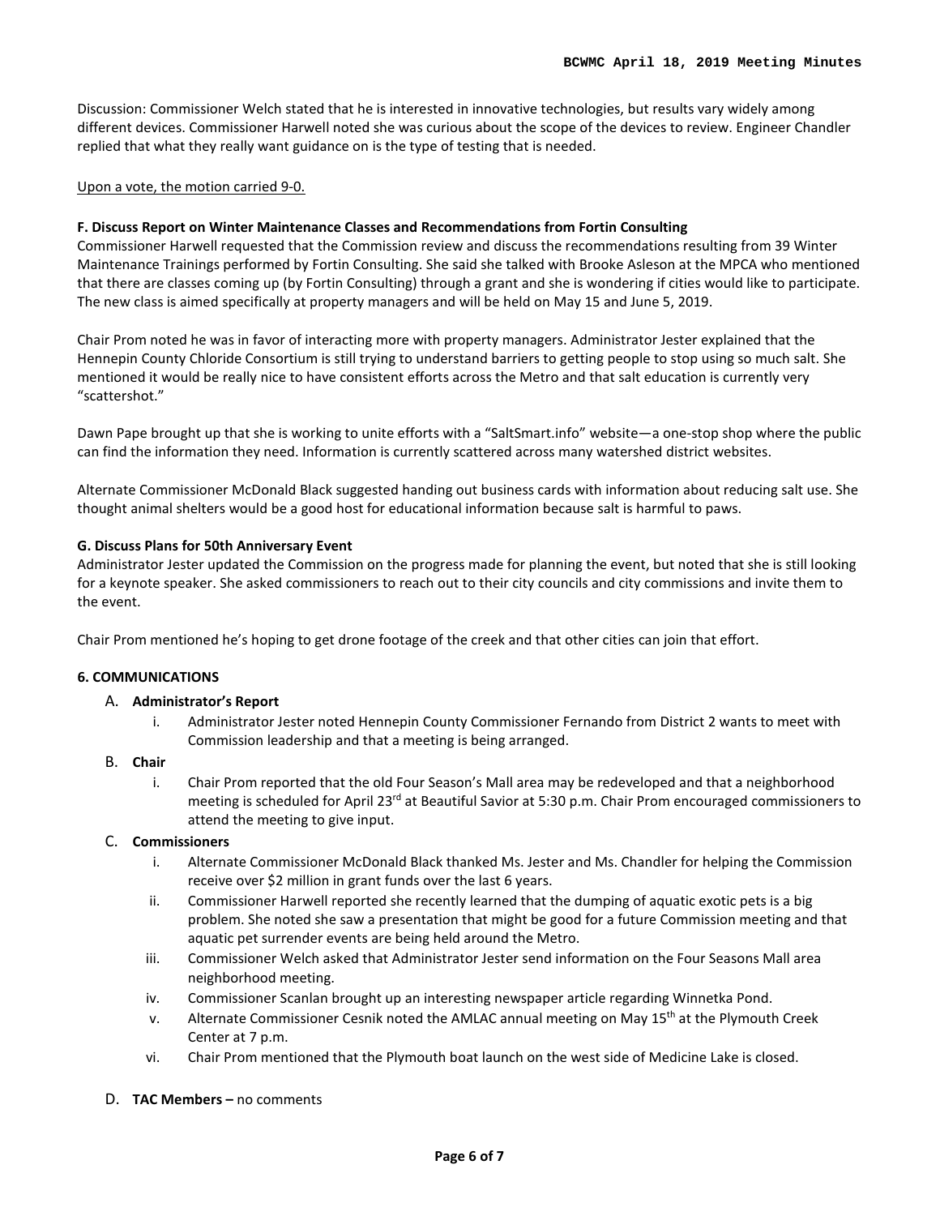Discussion: Commissioner Welch stated that he is interested in innovative technologies, but results vary widely among different devices. Commissioner Harwell noted she was curious about the scope of the devices to review. Engineer Chandler replied that what they really want guidance on is the type of testing that is needed.

Upon a vote, the motion carried 9-0.

**F. Discuss Report on Winter Maintenance Classes and Recommendations from Fortin Consulting**

Commissioner Harwell requested that the Commission review and discuss the recommendations resulting from 39 Winter Maintenance Trainings performed by Fortin Consulting. She said she talked with Brooke Asleson at the MPCA who mentioned that there are classes coming up (by Fortin Consulting) through a grant and she is wondering if cities would like to participate. The new class is aimed specifically at property managers and will be held on May 15 and June 5, 2019.

Chair Prom noted he was in favor of interacting more with property managers. Administrator Jester explained that the Hennepin County Chloride Consortium is still trying to understand barriers to getting people to stop using so much salt. She mentioned it would be really nice to have consistent efforts across the Metro and that salt education is currently very "scattershot."

Dawn Pape brought up that she is working to unite efforts with a "SaltSmart.info" website—a one-stop shop where the public can find the information they need. Information is currently scattered across many watershed district websites.

Alternate Commissioner McDonald Black suggested handing out business cards with information about reducing salt use. She thought animal shelters would be a good host for educational information because salt is harmful to paws.

**G. Discuss Plans for 50th Anniversary Event**

Administrator Jester updated the Commission on the progress made for planning the event, but noted that she is still looking for a keynote speaker. She asked commissioners to reach out to their city councils and city commissions and invite them to the event.

Chair Prom mentioned he's hoping to get drone footage of the creek and that other cities can join that effort.

**6. COMMUNICATIONS**

A. **Administrator's Report**
   i. Administrator Jester noted Hennepin County Commissioner Fernando from District 2 wants to meet with Commission leadership and that a meeting is being arranged.

B. **Chair**
   i. Chair Prom reported that the old Four Season's Mall area may be redeveloped and that a neighborhood meeting is scheduled for April 23rd at Beautiful Savior at 5:30 p.m. Chair Prom encouraged commissioners to attend the meeting to give input.

C. **Commissioners**
   i. Alternate Commissioner McDonald Black thanked Ms. Jester and Ms. Chandler for helping the Commission receive over $2 million in grant funds over the last 6 years.
   ii. Commissioner Harwell reported she recently learned that the dumping of aquatic exotic pets is a big problem. She noted she saw a presentation that might be good for a future Commission meeting and that aquatic pet surrender events are being held around the Metro.
   iii. Commissioner Welch asked that Administrator Jester send information on the Four Seasons Mall area neighborhood meeting.
   iv. Commissioner Scanlan brought up an interesting newspaper article regarding Winnetka Pond.
   v. Alternate Commissioner Cesnik noted the AMLAC annual meeting on May 15th at the Plymouth Creek Center at 7 p.m.
   vi. Chair Prom mentioned that the Plymouth boat launch on the west side of Medicine Lake is closed.

D. **TAC Members –** no comments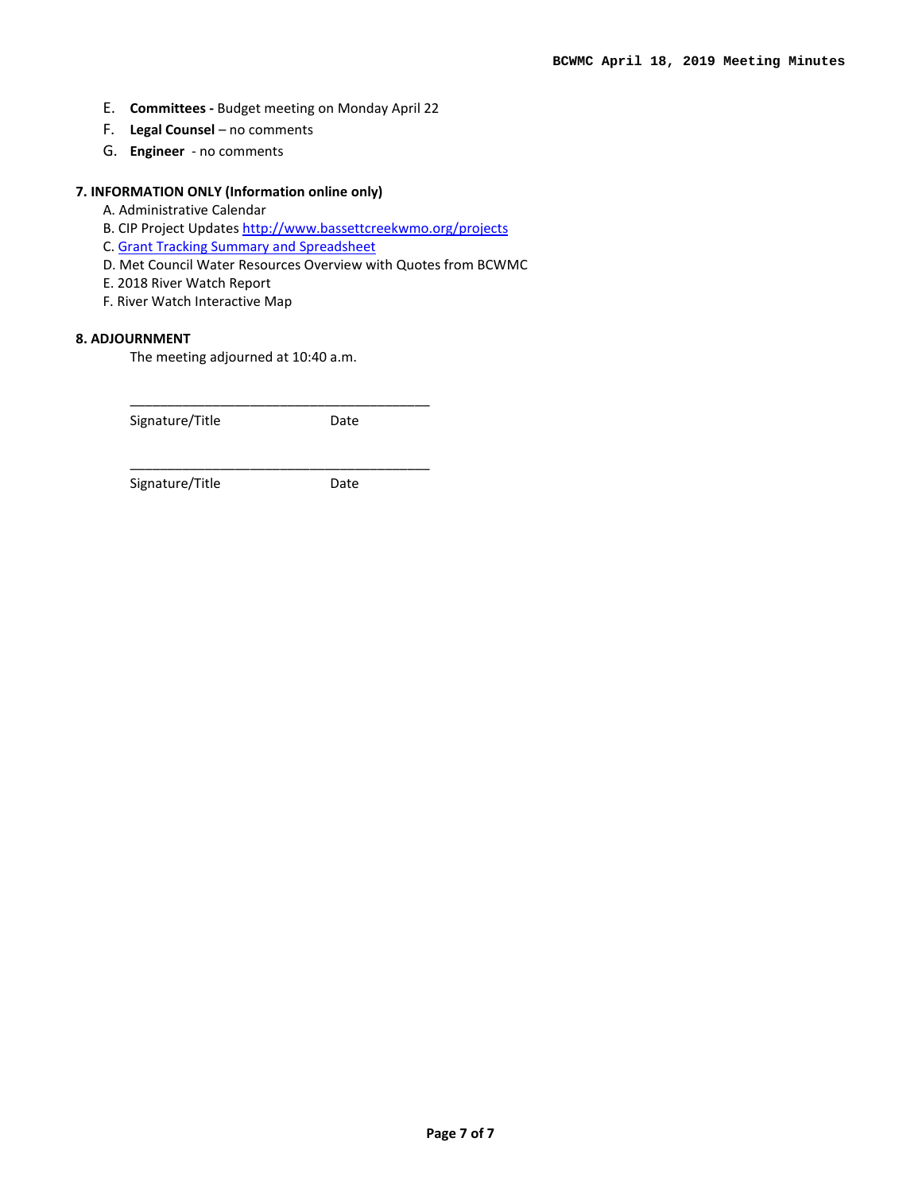E. **Committees -** Budget meeting on Monday April 22

F. **Legal Counsel** – no comments

G. **Engineer** - no comments

**7. INFORMATION ONLY (Information online only)**

A. Administrative Calendar

B. CIP Project Updates http://www.bassettcreekwmo.org/projects

C. Grant Tracking Summary and Spreadsheet

D. Met Council Water Resources Overview with Quotes from BCWMC

E. 2018 River Watch Report

F. River Watch Interactive Map

**8. ADJOURNMENT**

The meeting adjourned at 10:40 a.m.

\_\_\_\_\_\_\_\_\_\_\_\_\_\_\_\_\_\_\_\_\_\_\_\_\_\_\_\_\_\_\_\_\_\_\_\_\_\_\_\_

Signature/Title Date

\_\_\_\_\_\_\_\_\_\_\_\_\_\_\_\_\_\_\_\_\_\_\_\_\_\_\_\_\_\_\_\_\_\_\_\_\_\_\_\_

Signature/Title Date